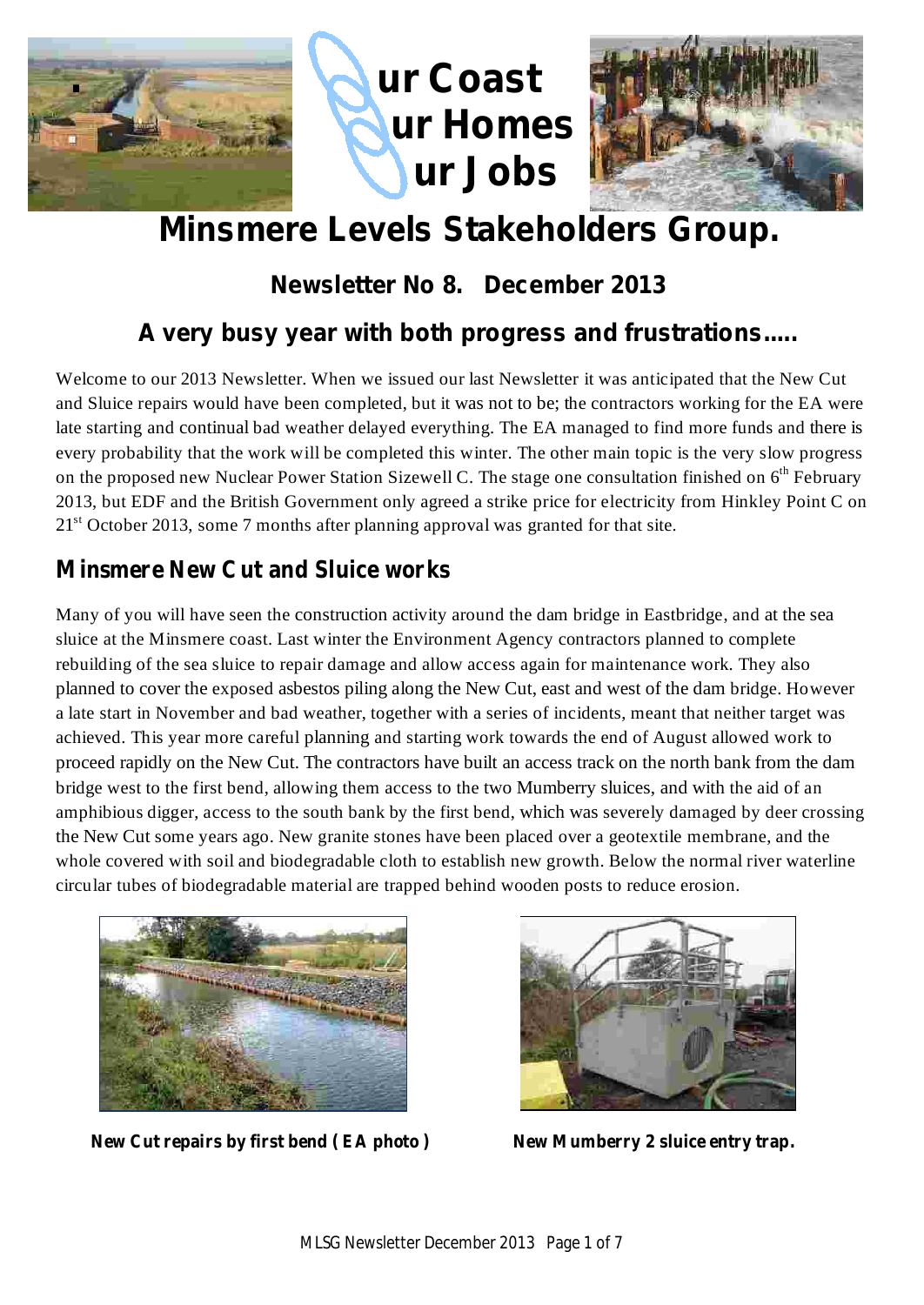ur Coast
ur Homes
ur Jobs

# Minsmere Levels Stakeholders Group.

## Newsletter No 8. December 2013

## A very busy year with both progress and frustrations.....

Welcome to our 2013 Newsletter. When we issued our last Newsletter it was anticipated that the New Cut and Sluice repairs would have been completed, but it was not to be; the contractors working for the EA were late starting and continual bad weather delayed everything. The EA managed to find more funds and there is every probability that the work will be completed this winter. The other main topic is the very slow progress on the proposed new Nuclear Power Station Sizewell C. The stage one consultation finished on 6th February 2013, but EDF and the British Government only agreed a strike price for electricity from Hinkley Point C on 21st October 2013, some 7 months after planning approval was granted for that site.

### Minsmere New Cut and Sluice works

Many of you will have seen the construction activity around the dam bridge in Eastbridge, and at the sea sluice at the Minsmere coast. Last winter the Environment Agency contractors planned to complete rebuilding of the sea sluice to repair damage and allow access again for maintenance work. They also planned to cover the exposed asbestos piling along the New Cut, east and west of the dam bridge. However a late start in November and bad weather, together with a series of incidents, meant that neither target was achieved. This year more careful planning and starting work towards the end of August allowed work to proceed rapidly on the New Cut. The contractors have built an access track on the north bank from the dam bridge west to the first bend, allowing them access to the two Mumberry sluices, and with the aid of an amphibious digger, access to the south bank by the first bend, which was severely damaged by deer crossing the New Cut some years ago. New granite stones have been placed over a geotextile membrane, and the whole covered with soil and biodegradable cloth to establish new growth. Below the normal river waterline circular tubes of biodegradable material are trapped behind wooden posts to reduce erosion.

**New Cut repairs by first bend ( EA photo )**

**New Mumberry 2 sluice entry trap.**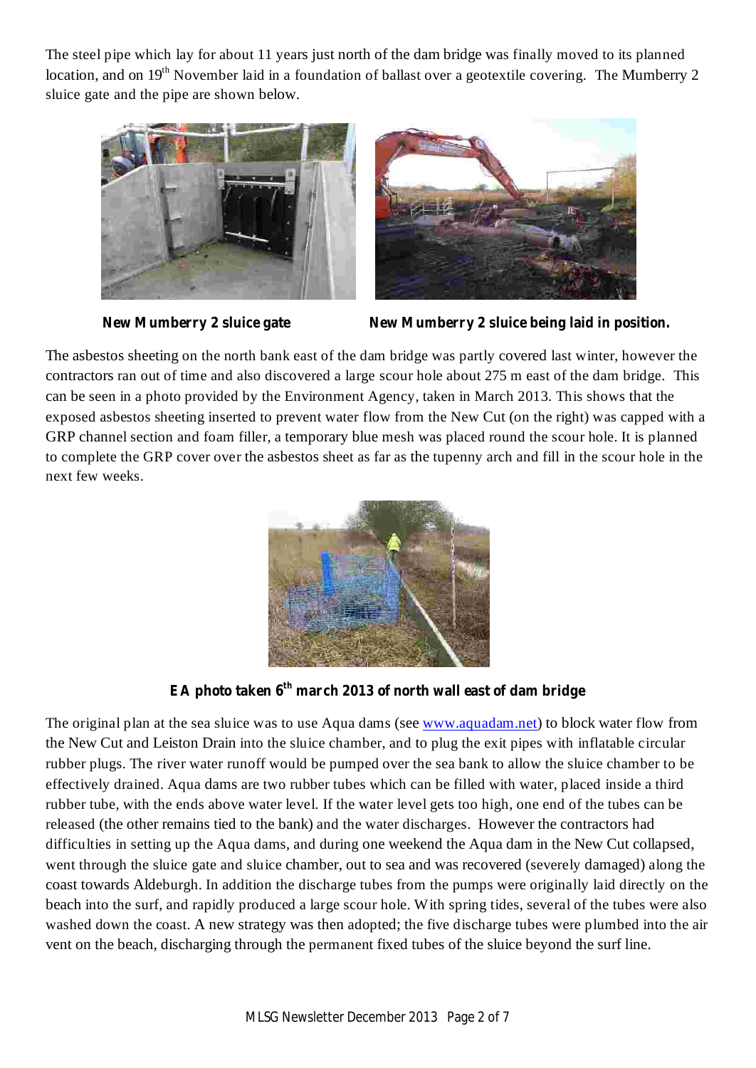The steel pipe which lay for about 11 years just north of the dam bridge was finally moved to its planned location, and on 19th November laid in a foundation of ballast over a geotextile covering. The Mumberry 2 sluice gate and the pipe are shown below.

**New Mumberry 2 sluice gate**

**New Mumberry 2 sluice being laid in position.**

The asbestos sheeting on the north bank east of the dam bridge was partly covered last winter, however the contractors ran out of time and also discovered a large scour hole about 275 m east of the dam bridge. This can be seen in a photo provided by the Environment Agency, taken in March 2013. This shows that the exposed asbestos sheeting inserted to prevent water flow from the New Cut (on the right) was capped with a GRP channel section and foam filler, a temporary blue mesh was placed round the scour hole. It is planned to complete the GRP cover over the asbestos sheet as far as the tupenny arch and fill in the scour hole in the next few weeks.

**EA photo taken 6th march 2013 of north wall east of dam bridge**

The original plan at the sea sluice was to use Aqua dams (see www.aquadam.net) to block water flow from the New Cut and Leiston Drain into the sluice chamber, and to plug the exit pipes with inflatable circular rubber plugs. The river water runoff would be pumped over the sea bank to allow the sluice chamber to be effectively drained. Aqua dams are two rubber tubes which can be filled with water, placed inside a third rubber tube, with the ends above water level. If the water level gets too high, one end of the tubes can be released (the other remains tied to the bank) and the water discharges. However the contractors had difficulties in setting up the Aqua dams, and during one weekend the Aqua dam in the New Cut collapsed, went through the sluice gate and sluice chamber, out to sea and was recovered (severely damaged) along the coast towards Aldeburgh. In addition the discharge tubes from the pumps were originally laid directly on the beach into the surf, and rapidly produced a large scour hole. With spring tides, several of the tubes were also washed down the coast. A new strategy was then adopted; the five discharge tubes were plumbed into the air vent on the beach, discharging through the permanent fixed tubes of the sluice beyond the surf line.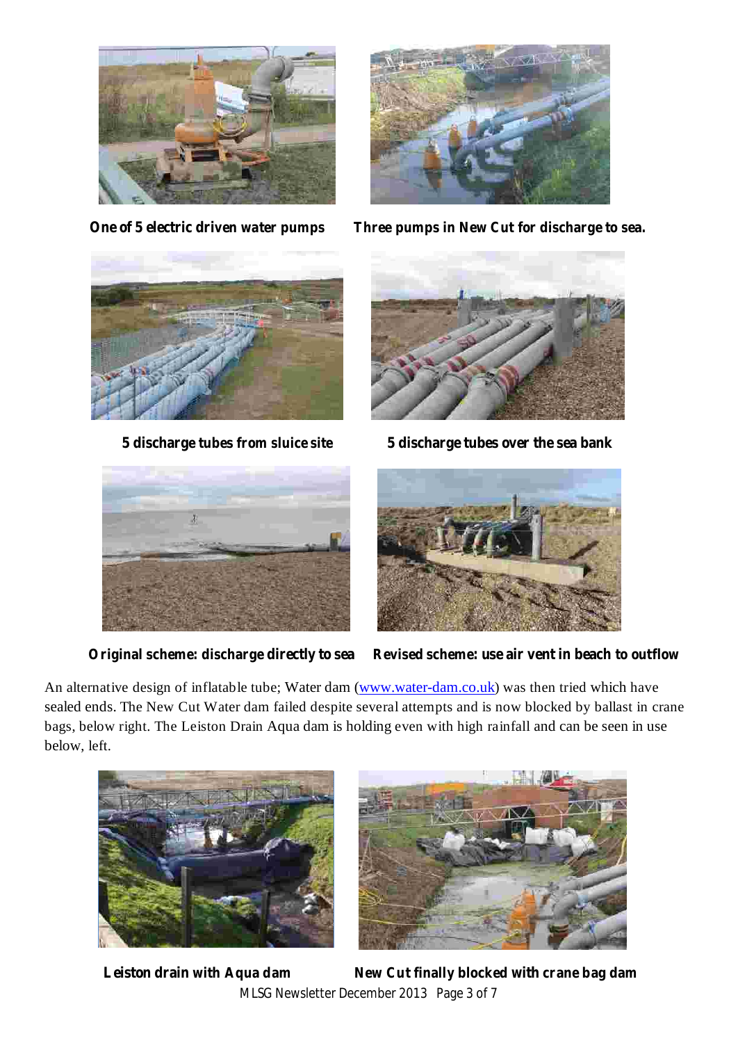**One of 5 electric driven water pumps**

**Three pumps in New Cut for discharge to sea.**

**5 discharge tubes from sluice site**

**5 discharge tubes over the sea bank**

**Original scheme: discharge directly to sea**

**Revised scheme: use air vent in beach to outflow**

An alternative design of inflatable tube; Water dam (www.water-dam.co.uk) was then tried which have sealed ends. The New Cut Water dam failed despite several attempts and is now blocked by ballast in crane bags, below right. The Leiston Drain Aqua dam is holding even with high rainfall and can be seen in use below, left.

**Leiston drain with Aqua dam**

**New Cut finally blocked with crane bag dam**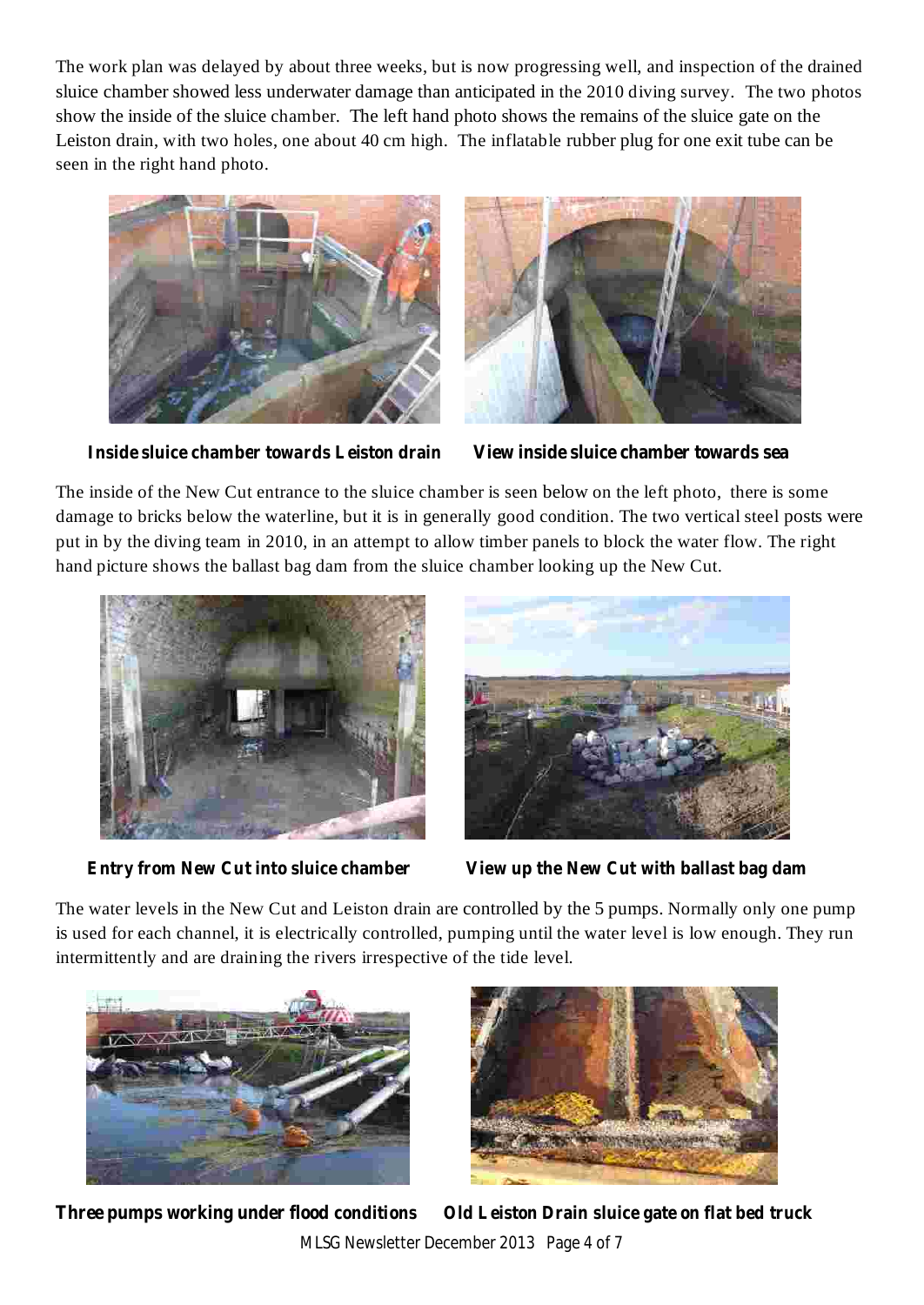The work plan was delayed by about three weeks, but is now progressing well, and inspection of the drained sluice chamber showed less underwater damage than anticipated in the 2010 diving survey. The two photos show the inside of the sluice chamber. The left hand photo shows the remains of the sluice gate on the Leiston drain, with two holes, one about 40 cm high. The inflatable rubber plug for one exit tube can be seen in the right hand photo.

**Inside sluice chamber towards Leiston drain**

**View inside sluice chamber towards sea**

The inside of the New Cut entrance to the sluice chamber is seen below on the left photo, there is some damage to bricks below the waterline, but it is in generally good condition. The two vertical steel posts were put in by the diving team in 2010, in an attempt to allow timber panels to block the water flow. The right hand picture shows the ballast bag dam from the sluice chamber looking up the New Cut.

**Entry from New Cut into sluice chamber**

**View up the New Cut with ballast bag dam**

The water levels in the New Cut and Leiston drain are controlled by the 5 pumps. Normally only one pump is used for each channel, it is electrically controlled, pumping until the water level is low enough. They run intermittently and are draining the rivers irrespective of the tide level.

**Three pumps working under flood conditions**

**Old Leiston Drain sluice gate on flat bed truck**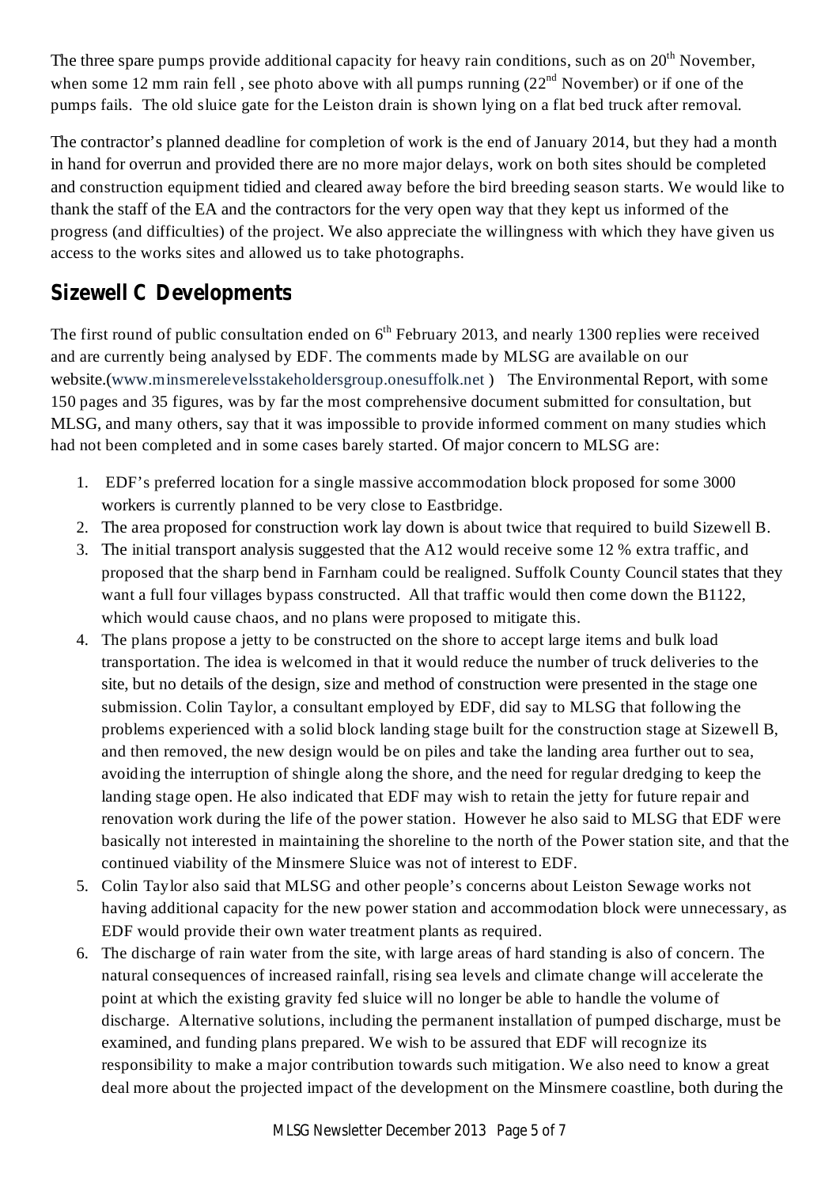The three spare pumps provide additional capacity for heavy rain conditions, such as on 20th November, when some 12 mm rain fell , see photo above with all pumps running (22nd November) or if one of the pumps fails. The old sluice gate for the Leiston drain is shown lying on a flat bed truck after removal.

The contractor's planned deadline for completion of work is the end of January 2014, but they had a month in hand for overrun and provided there are no more major delays, work on both sites should be completed and construction equipment tidied and cleared away before the bird breeding season starts. We would like to thank the staff of the EA and the contractors for the very open way that they kept us informed of the progress (and difficulties) of the project. We also appreciate the willingness with which they have given us access to the works sites and allowed us to take photographs.

## Sizewell C Developments

The first round of public consultation ended on 6th February 2013, and nearly 1300 replies were received and are currently being analysed by EDF. The comments made by MLSG are available on our website.(www.minsmerelevelsstakeholdersgroup.onesuffolk.net ) The Environmental Report, with some 150 pages and 35 figures, was by far the most comprehensive document submitted for consultation, but MLSG, and many others, say that it was impossible to provide informed comment on many studies which had not been completed and in some cases barely started. Of major concern to MLSG are:

1. EDF's preferred location for a single massive accommodation block proposed for some 3000 workers is currently planned to be very close to Eastbridge.
2. The area proposed for construction work lay down is about twice that required to build Sizewell B.
3. The initial transport analysis suggested that the A12 would receive some 12 % extra traffic, and proposed that the sharp bend in Farnham could be realigned. Suffolk County Council states that they want a full four villages bypass constructed. All that traffic would then come down the B1122, which would cause chaos, and no plans were proposed to mitigate this.
4. The plans propose a jetty to be constructed on the shore to accept large items and bulk load transportation. The idea is welcomed in that it would reduce the number of truck deliveries to the site, but no details of the design, size and method of construction were presented in the stage one submission. Colin Taylor, a consultant employed by EDF, did say to MLSG that following the problems experienced with a solid block landing stage built for the construction stage at Sizewell B, and then removed, the new design would be on piles and take the landing area further out to sea, avoiding the interruption of shingle along the shore, and the need for regular dredging to keep the landing stage open. He also indicated that EDF may wish to retain the jetty for future repair and renovation work during the life of the power station. However he also said to MLSG that EDF were basically not interested in maintaining the shoreline to the north of the Power station site, and that the continued viability of the Minsmere Sluice was not of interest to EDF.
5. Colin Taylor also said that MLSG and other people's concerns about Leiston Sewage works not having additional capacity for the new power station and accommodation block were unnecessary, as EDF would provide their own water treatment plants as required.
6. The discharge of rain water from the site, with large areas of hard standing is also of concern. The natural consequences of increased rainfall, rising sea levels and climate change will accelerate the point at which the existing gravity fed sluice will no longer be able to handle the volume of discharge. Alternative solutions, including the permanent installation of pumped discharge, must be examined, and funding plans prepared. We wish to be assured that EDF will recognize its responsibility to make a major contribution towards such mitigation. We also need to know a great deal more about the projected impact of the development on the Minsmere coastline, both during the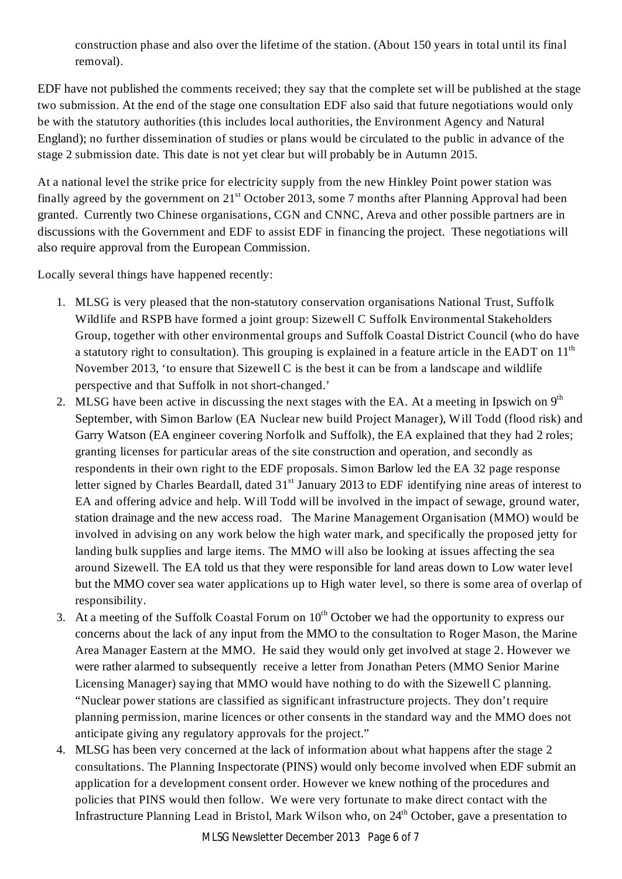construction phase and also over the lifetime of the station. (About 150 years in total until its final removal).

EDF have not published the comments received; they say that the complete set will be published at the stage two submission. At the end of the stage one consultation EDF also said that future negotiations would only be with the statutory authorities (this includes local authorities, the Environment Agency and Natural England); no further dissemination of studies or plans would be circulated to the public in advance of the stage 2 submission date. This date is not yet clear but will probably be in Autumn 2015.

At a national level the strike price for electricity supply from the new Hinkley Point power station was finally agreed by the government on 21st October 2013, some 7 months after Planning Approval had been granted. Currently two Chinese organisations, CGN and CNNC, Areva and other possible partners are in discussions with the Government and EDF to assist EDF in financing the project. These negotiations will also require approval from the European Commission.

Locally several things have happened recently:

1. MLSG is very pleased that the non-statutory conservation organisations National Trust, Suffolk Wildlife and RSPB have formed a joint group: Sizewell C Suffolk Environmental Stakeholders Group, together with other environmental groups and Suffolk Coastal District Council (who do have a statutory right to consultation). This grouping is explained in a feature article in the EADT on 11th November 2013, 'to ensure that Sizewell C is the best it can be from a landscape and wildlife perspective and that Suffolk in not short-changed.'
2. MLSG have been active in discussing the next stages with the EA. At a meeting in Ipswich on 9th September, with Simon Barlow (EA Nuclear new build Project Manager), Will Todd (flood risk) and Garry Watson (EA engineer covering Norfolk and Suffolk), the EA explained that they had 2 roles; granting licenses for particular areas of the site construction and operation, and secondly as respondents in their own right to the EDF proposals. Simon Barlow led the EA 32 page response letter signed by Charles Beardall, dated 31st January 2013 to EDF identifying nine areas of interest to EA and offering advice and help. Will Todd will be involved in the impact of sewage, ground water, station drainage and the new access road. The Marine Management Organisation (MMO) would be involved in advising on any work below the high water mark, and specifically the proposed jetty for landing bulk supplies and large items. The MMO will also be looking at issues affecting the sea around Sizewell. The EA told us that they were responsible for land areas down to Low water level but the MMO cover sea water applications up to High water level, so there is some area of overlap of responsibility.
3. At a meeting of the Suffolk Coastal Forum on 10th October we had the opportunity to express our concerns about the lack of any input from the MMO to the consultation to Roger Mason, the Marine Area Manager Eastern at the MMO. He said they would only get involved at stage 2. However we were rather alarmed to subsequently receive a letter from Jonathan Peters (MMO Senior Marine Licensing Manager) saying that MMO would have nothing to do with the Sizewell C planning. "Nuclear power stations are classified as significant infrastructure projects. They don't require planning permission, marine licences or other consents in the standard way and the MMO does not anticipate giving any regulatory approvals for the project."
4. MLSG has been very concerned at the lack of information about what happens after the stage 2 consultations. The Planning Inspectorate (PINS) would only become involved when EDF submit an application for a development consent order. However we knew nothing of the procedures and policies that PINS would then follow. We were very fortunate to make direct contact with the Infrastructure Planning Lead in Bristol, Mark Wilson who, on 24th October, gave a presentation to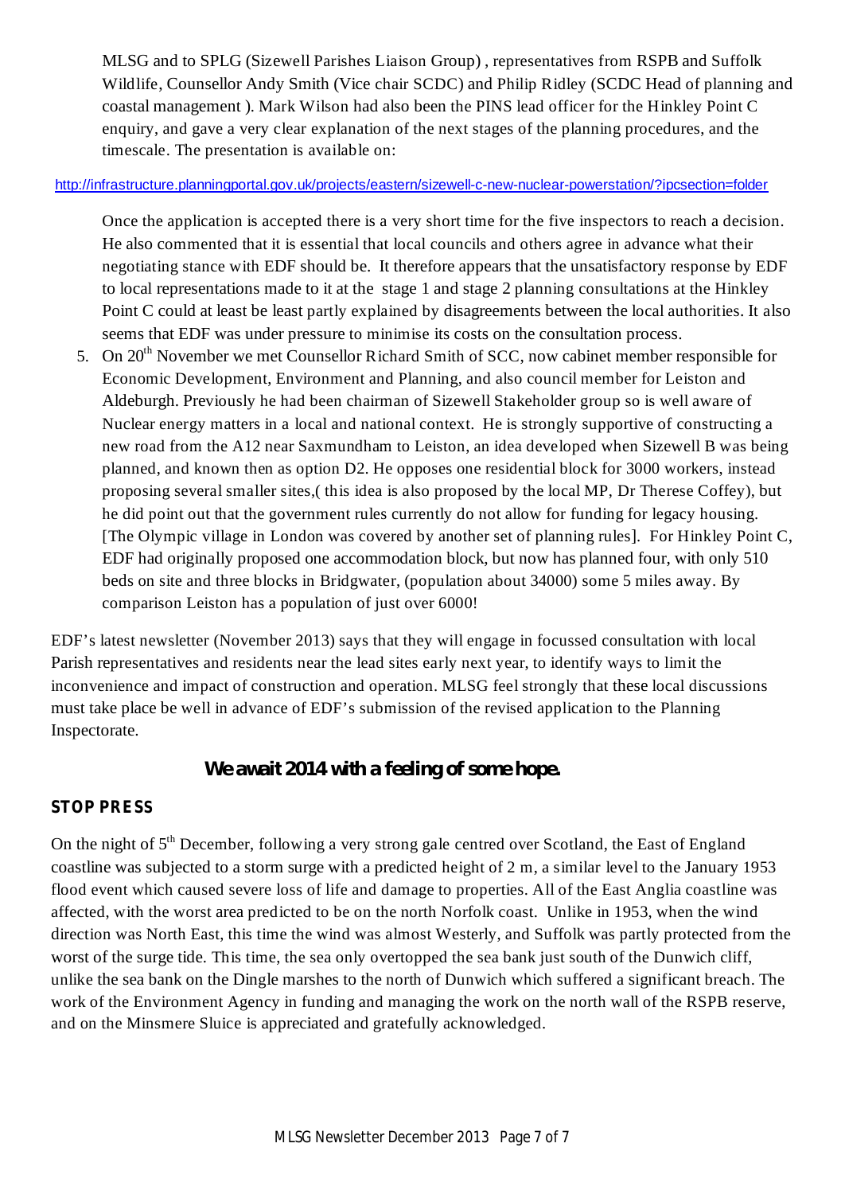MLSG and to SPLG (Sizewell Parishes Liaison Group) , representatives from RSPB and Suffolk Wildlife, Counsellor Andy Smith (Vice chair SCDC) and Philip Ridley (SCDC Head of planning and coastal management ). Mark Wilson had also been the PINS lead officer for the Hinkley Point C enquiry, and gave a very clear explanation of the next stages of the planning procedures, and the timescale. The presentation is available on:

http://infrastructure.planningportal.gov.uk/projects/eastern/sizewell-c-new-nuclear-powerstation/?ipcsection=folder

Once the application is accepted there is a very short time for the five inspectors to reach a decision. He also commented that it is essential that local councils and others agree in advance what their negotiating stance with EDF should be. It therefore appears that the unsatisfactory response by EDF to local representations made to it at the stage 1 and stage 2 planning consultations at the Hinkley Point C could at least be least partly explained by disagreements between the local authorities. It also seems that EDF was under pressure to minimise its costs on the consultation process.

5. On 20th November we met Counsellor Richard Smith of SCC, now cabinet member responsible for Economic Development, Environment and Planning, and also council member for Leiston and Aldeburgh. Previously he had been chairman of Sizewell Stakeholder group so is well aware of Nuclear energy matters in a local and national context. He is strongly supportive of constructing a new road from the A12 near Saxmundham to Leiston, an idea developed when Sizewell B was being planned, and known then as option D2. He opposes one residential block for 3000 workers, instead proposing several smaller sites,( this idea is also proposed by the local MP, Dr Therese Coffey), but he did point out that the government rules currently do not allow for funding for legacy housing. [The Olympic village in London was covered by another set of planning rules]. For Hinkley Point C, EDF had originally proposed one accommodation block, but now has planned four, with only 510 beds on site and three blocks in Bridgwater, (population about 34000) some 5 miles away. By comparison Leiston has a population of just over 6000!

EDF's latest newsletter (November 2013) says that they will engage in focussed consultation with local Parish representatives and residents near the lead sites early next year, to identify ways to limit the inconvenience and impact of construction and operation. MLSG feel strongly that these local discussions must take place be well in advance of EDF's submission of the revised application to the Planning Inspectorate.

**We await 2014 with a feeling of some hope.**

## STOP PRESS

On the night of 5th December, following a very strong gale centred over Scotland, the East of England coastline was subjected to a storm surge with a predicted height of 2 m, a similar level to the January 1953 flood event which caused severe loss of life and damage to properties. All of the East Anglia coastline was affected, with the worst area predicted to be on the north Norfolk coast. Unlike in 1953, when the wind direction was North East, this time the wind was almost Westerly, and Suffolk was partly protected from the worst of the surge tide. This time, the sea only overtopped the sea bank just south of the Dunwich cliff, unlike the sea bank on the Dingle marshes to the north of Dunwich which suffered a significant breach. The work of the Environment Agency in funding and managing the work on the north wall of the RSPB reserve, and on the Minsmere Sluice is appreciated and gratefully acknowledged.